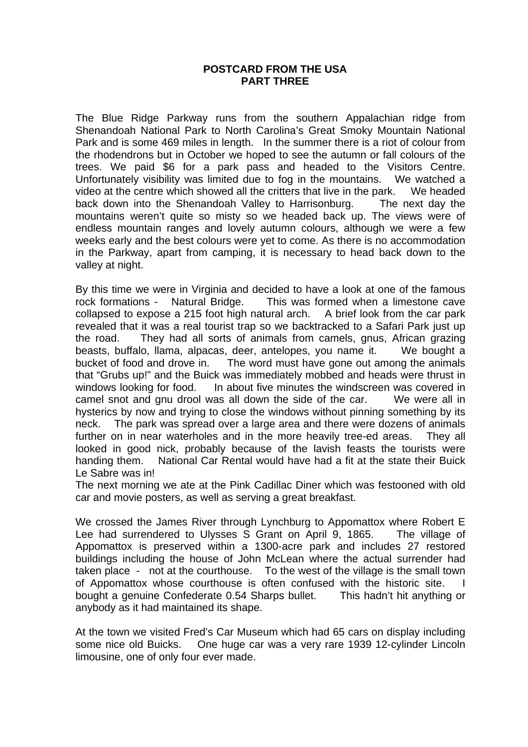# POSTCARD FROM THE USA
## PART THREE

The Blue Ridge Parkway runs from the southern Appalachian ridge from Shenandoah National Park to North Carolina's Great Smoky Mountain National Park and is some 469 miles in length. In the summer there is a riot of colour from the rhodendrons but in October we hoped to see the autumn or fall colours of the trees. We paid $6 for a park pass and headed to the Visitors Centre. Unfortunately visibility was limited due to fog in the mountains. We watched a video at the centre which showed all the critters that live in the park. We headed back down into the Shenandoah Valley to Harrisonburg. The next day the mountains weren't quite so misty so we headed back up. The views were of endless mountain ranges and lovely autumn colours, although we were a few weeks early and the best colours were yet to come. As there is no accommodation in the Parkway, apart from camping, it is necessary to head back down to the valley at night.

By this time we were in Virginia and decided to have a look at one of the famous rock formations - Natural Bridge. This was formed when a limestone cave collapsed to expose a 215 foot high natural arch. A brief look from the car park revealed that it was a real tourist trap so we backtracked to a Safari Park just up the road. They had all sorts of animals from camels, gnus, African grazing beasts, buffalo, llama, alpacas, deer, antelopes, you name it. We bought a bucket of food and drove in. The word must have gone out among the animals that "Grubs up!" and the Buick was immediately mobbed and heads were thrust in windows looking for food. In about five minutes the windscreen was covered in camel snot and gnu drool was all down the side of the car. We were all in hysterics by now and trying to close the windows without pinning something by its neck. The park was spread over a large area and there were dozens of animals further on in near waterholes and in the more heavily tree-ed areas. They all looked in good nick, probably because of the lavish feasts the tourists were handing them. National Car Rental would have had a fit at the state their Buick Le Sabre was in!

The next morning we ate at the Pink Cadillac Diner which was festooned with old car and movie posters, as well as serving a great breakfast.

We crossed the James River through Lynchburg to Appomattox where Robert E Lee had surrendered to Ulysses S Grant on April 9, 1865. The village of Appomattox is preserved within a 1300-acre park and includes 27 restored buildings including the house of John McLean where the actual surrender had taken place - not at the courthouse. To the west of the village is the small town of Appomattox whose courthouse is often confused with the historic site. I bought a genuine Confederate 0.54 Sharps bullet. This hadn't hit anything or anybody as it had maintained its shape.

At the town we visited Fred's Car Museum which had 65 cars on display including some nice old Buicks. One huge car was a very rare 1939 12-cylinder Lincoln limousine, one of only four ever made.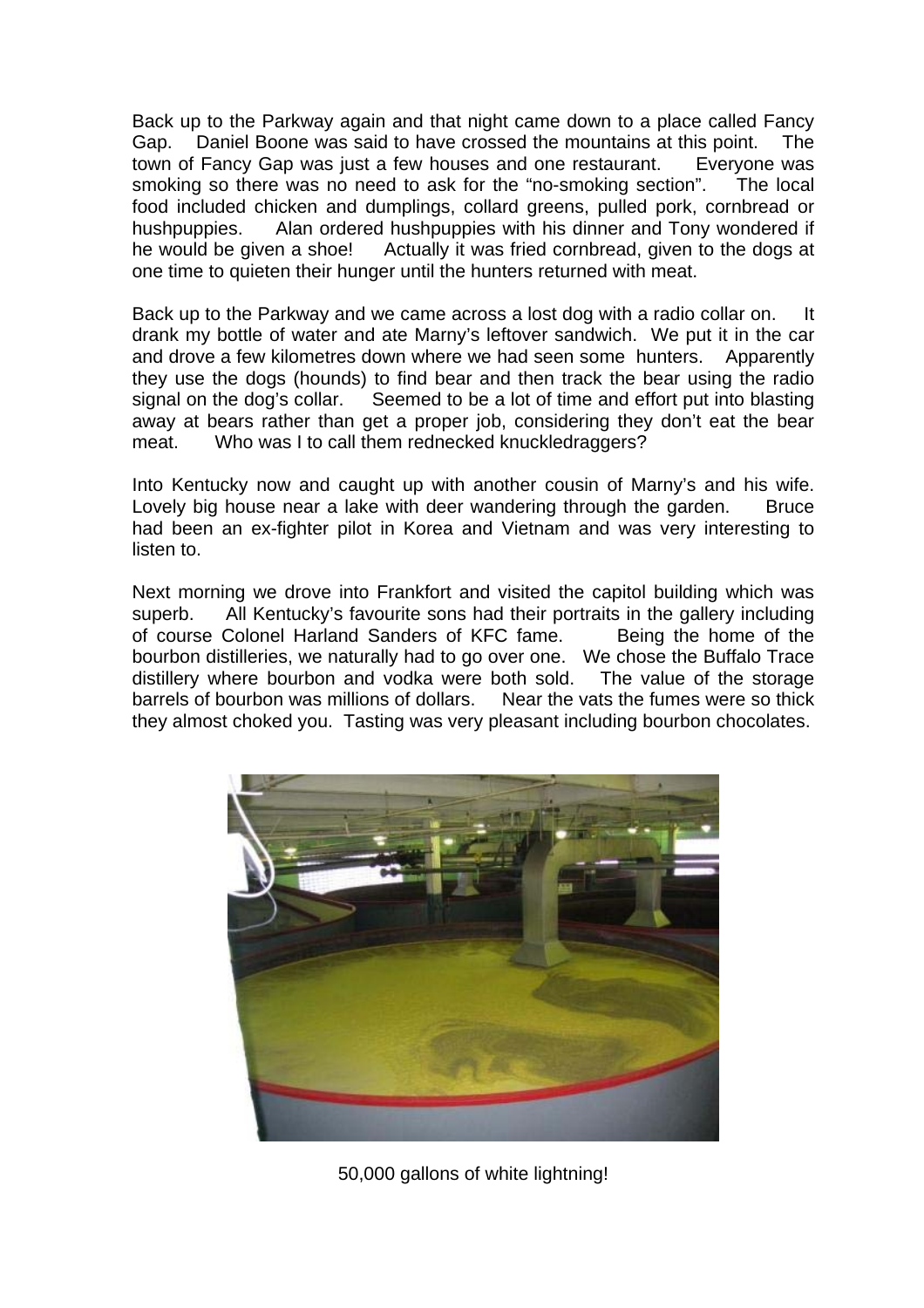Back up to the Parkway again and that night came down to a place called Fancy Gap. Daniel Boone was said to have crossed the mountains at this point. The town of Fancy Gap was just a few houses and one restaurant. Everyone was smoking so there was no need to ask for the "no-smoking section". The local food included chicken and dumplings, collard greens, pulled pork, cornbread or hushpuppies. Alan ordered hushpuppies with his dinner and Tony wondered if he would be given a shoe! Actually it was fried cornbread, given to the dogs at one time to quieten their hunger until the hunters returned with meat.

Back up to the Parkway and we came across a lost dog with a radio collar on. It drank my bottle of water and ate Marny's leftover sandwich. We put it in the car and drove a few kilometres down where we had seen some hunters. Apparently they use the dogs (hounds) to find bear and then track the bear using the radio signal on the dog's collar. Seemed to be a lot of time and effort put into blasting away at bears rather than get a proper job, considering they don't eat the bear meat. Who was I to call them rednecked knuckledraggers?

Into Kentucky now and caught up with another cousin of Marny's and his wife. Lovely big house near a lake with deer wandering through the garden. Bruce had been an ex-fighter pilot in Korea and Vietnam and was very interesting to listen to.

Next morning we drove into Frankfort and visited the capitol building which was superb. All Kentucky's favourite sons had their portraits in the gallery including of course Colonel Harland Sanders of KFC fame. Being the home of the bourbon distilleries, we naturally had to go over one. We chose the Buffalo Trace distillery where bourbon and vodka were both sold. The value of the storage barrels of bourbon was millions of dollars. Near the vats the fumes were so thick they almost choked you. Tasting was very pleasant including bourbon chocolates.

50,000 gallons of white lightning!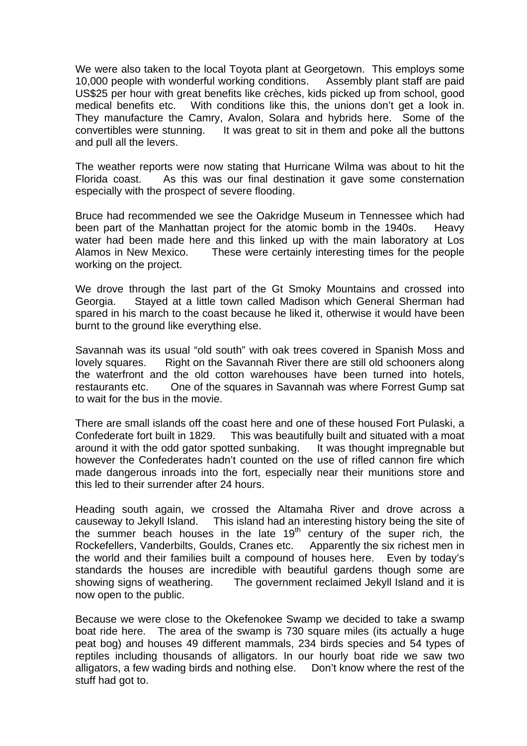We were also taken to the local Toyota plant at Georgetown. This employs some 10,000 people with wonderful working conditions. Assembly plant staff are paid US$25 per hour with great benefits like crèches, kids picked up from school, good medical benefits etc. With conditions like this, the unions don't get a look in. They manufacture the Camry, Avalon, Solara and hybrids here. Some of the convertibles were stunning. It was great to sit in them and poke all the buttons and pull all the levers.

The weather reports were now stating that Hurricane Wilma was about to hit the Florida coast. As this was our final destination it gave some consternation especially with the prospect of severe flooding.

Bruce had recommended we see the Oakridge Museum in Tennessee which had been part of the Manhattan project for the atomic bomb in the 1940s. Heavy water had been made here and this linked up with the main laboratory at Los Alamos in New Mexico. These were certainly interesting times for the people working on the project.

We drove through the last part of the Gt Smoky Mountains and crossed into Georgia. Stayed at a little town called Madison which General Sherman had spared in his march to the coast because he liked it, otherwise it would have been burnt to the ground like everything else.

Savannah was its usual "old south" with oak trees covered in Spanish Moss and lovely squares. Right on the Savannah River there are still old schooners along the waterfront and the old cotton warehouses have been turned into hotels, restaurants etc. One of the squares in Savannah was where Forrest Gump sat to wait for the bus in the movie.

There are small islands off the coast here and one of these housed Fort Pulaski, a Confederate fort built in 1829. This was beautifully built and situated with a moat around it with the odd gator spotted sunbaking. It was thought impregnable but however the Confederates hadn't counted on the use of rifled cannon fire which made dangerous inroads into the fort, especially near their munitions store and this led to their surrender after 24 hours.

Heading south again, we crossed the Altamaha River and drove across a causeway to Jekyll Island. This island had an interesting history being the site of the summer beach houses in the late 19th century of the super rich, the Rockefellers, Vanderbilts, Goulds, Cranes etc. Apparently the six richest men in the world and their families built a compound of houses here. Even by today's standards the houses are incredible with beautiful gardens though some are showing signs of weathering. The government reclaimed Jekyll Island and it is now open to the public.

Because we were close to the Okefenokee Swamp we decided to take a swamp boat ride here. The area of the swamp is 730 square miles (its actually a huge peat bog) and houses 49 different mammals, 234 birds species and 54 types of reptiles including thousands of alligators. In our hourly boat ride we saw two alligators, a few wading birds and nothing else. Don't know where the rest of the stuff had got to.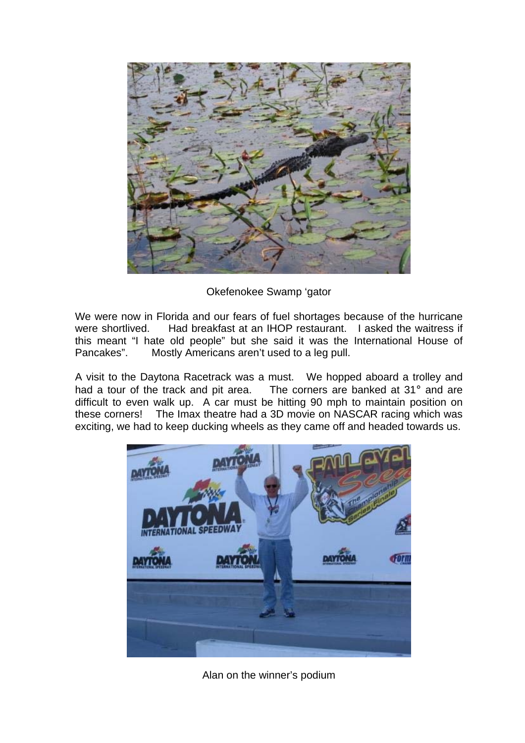Okefenokee Swamp 'gator

We were now in Florida and our fears of fuel shortages because of the hurricane were shortlived. Had breakfast at an IHOP restaurant. I asked the waitress if this meant "I hate old people" but she said it was the International House of Pancakes". Mostly Americans aren't used to a leg pull.

A visit to the Daytona Racetrack was a must. We hopped aboard a trolley and had a tour of the track and pit area. The corners are banked at 31° and are difficult to even walk up. A car must be hitting 90 mph to maintain position on these corners! The Imax theatre had a 3D movie on NASCAR racing which was exciting, we had to keep ducking wheels as they came off and headed towards us.

Alan on the winner's podium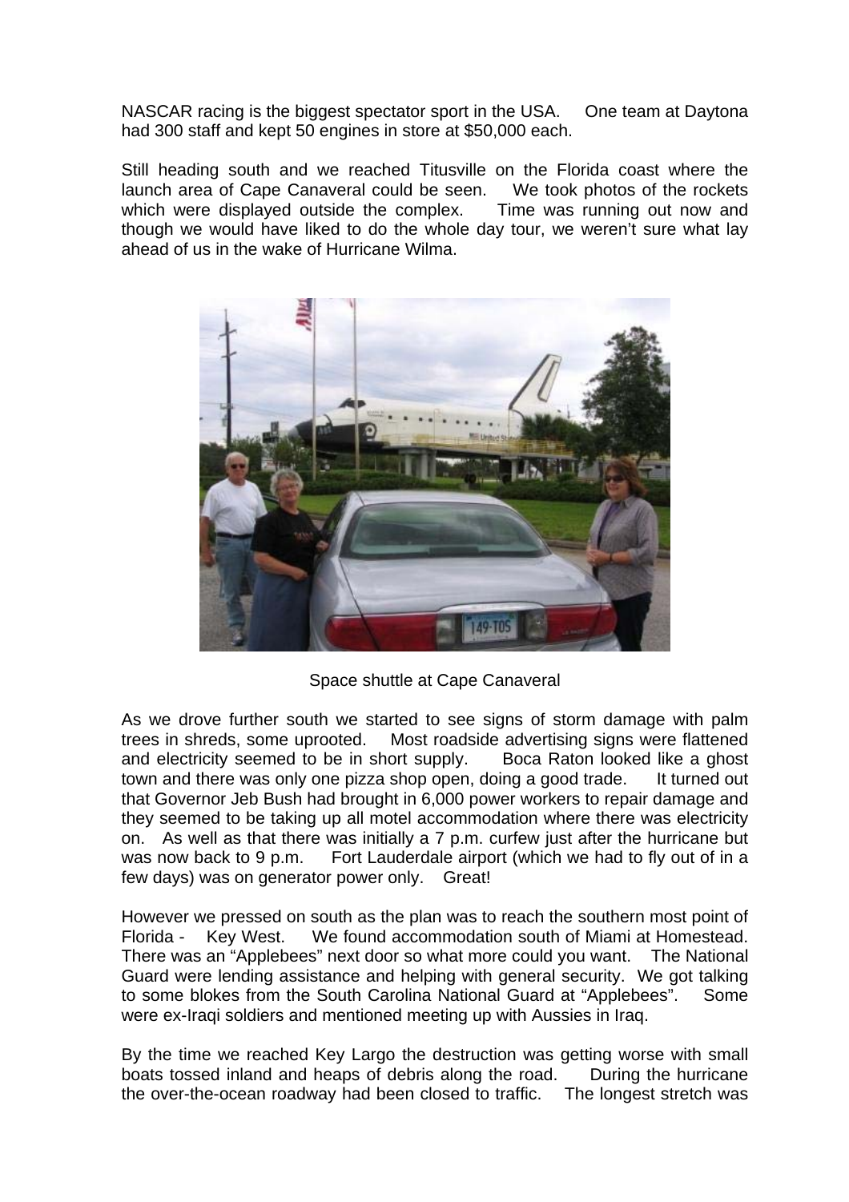NASCAR racing is the biggest spectator sport in the USA. One team at Daytona had 300 staff and kept 50 engines in store at $50,000 each.

Still heading south and we reached Titusville on the Florida coast where the launch area of Cape Canaveral could be seen. We took photos of the rockets which were displayed outside the complex. Time was running out now and though we would have liked to do the whole day tour, we weren't sure what lay ahead of us in the wake of Hurricane Wilma.

Space shuttle at Cape Canaveral

As we drove further south we started to see signs of storm damage with palm trees in shreds, some uprooted. Most roadside advertising signs were flattened and electricity seemed to be in short supply. Boca Raton looked like a ghost town and there was only one pizza shop open, doing a good trade. It turned out that Governor Jeb Bush had brought in 6,000 power workers to repair damage and they seemed to be taking up all motel accommodation where there was electricity on. As well as that there was initially a 7 p.m. curfew just after the hurricane but was now back to 9 p.m. Fort Lauderdale airport (which we had to fly out of in a few days) was on generator power only. Great!

However we pressed on south as the plan was to reach the southern most point of Florida - Key West. We found accommodation south of Miami at Homestead. There was an "Applebees" next door so what more could you want. The National Guard were lending assistance and helping with general security. We got talking to some blokes from the South Carolina National Guard at "Applebees". Some were ex-Iraqi soldiers and mentioned meeting up with Aussies in Iraq.

By the time we reached Key Largo the destruction was getting worse with small boats tossed inland and heaps of debris along the road. During the hurricane the over-the-ocean roadway had been closed to traffic. The longest stretch was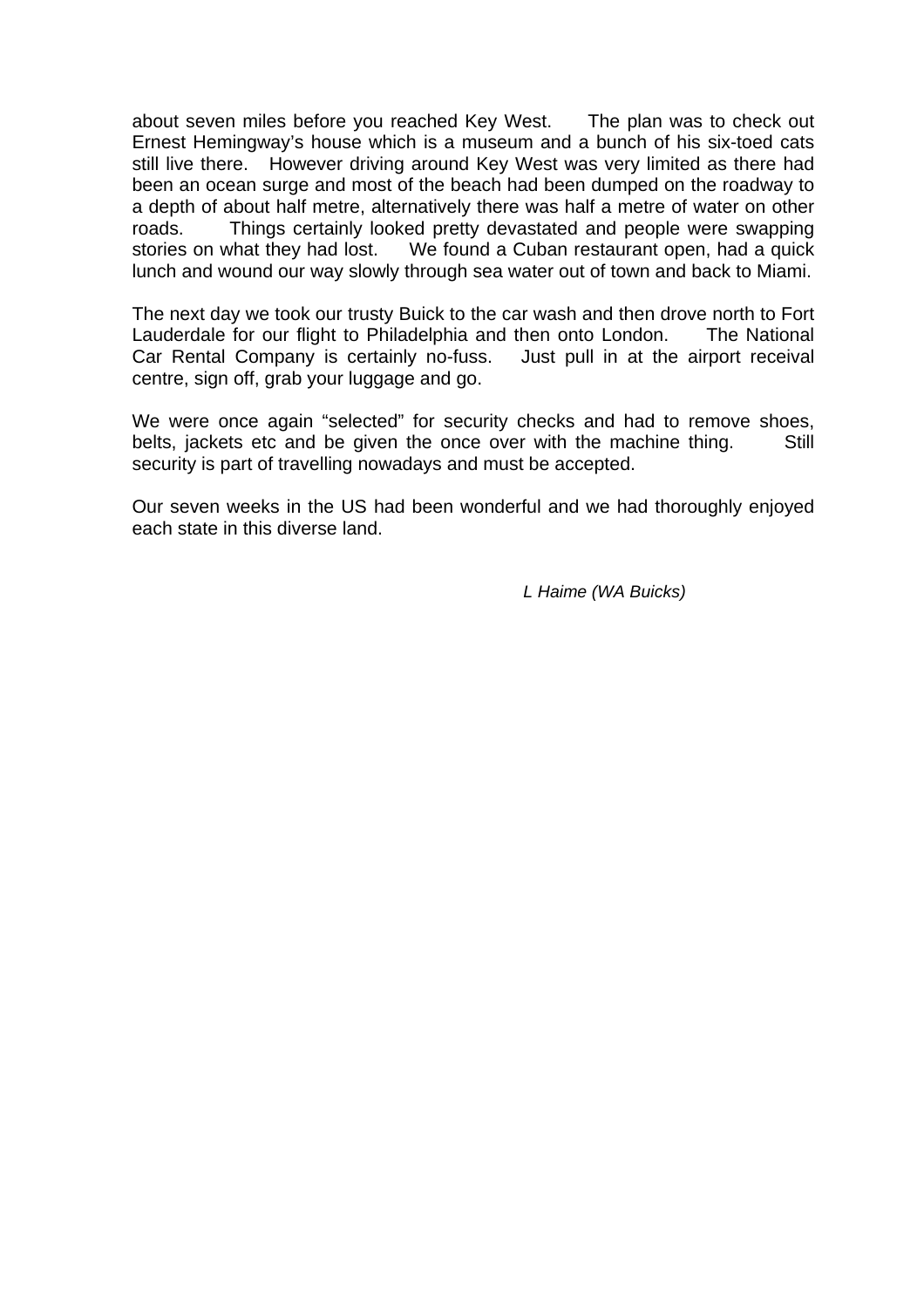about seven miles before you reached Key West. The plan was to check out Ernest Hemingway's house which is a museum and a bunch of his six-toed cats still live there. However driving around Key West was very limited as there had been an ocean surge and most of the beach had been dumped on the roadway to a depth of about half metre, alternatively there was half a metre of water on other roads. Things certainly looked pretty devastated and people were swapping stories on what they had lost. We found a Cuban restaurant open, had a quick lunch and wound our way slowly through sea water out of town and back to Miami.

The next day we took our trusty Buick to the car wash and then drove north to Fort Lauderdale for our flight to Philadelphia and then onto London. The National Car Rental Company is certainly no-fuss. Just pull in at the airport receival centre, sign off, grab your luggage and go.

We were once again "selected" for security checks and had to remove shoes, belts, jackets etc and be given the once over with the machine thing. Still security is part of travelling nowadays and must be accepted.

Our seven weeks in the US had been wonderful and we had thoroughly enjoyed each state in this diverse land.

*L Haime (WA Buicks)*